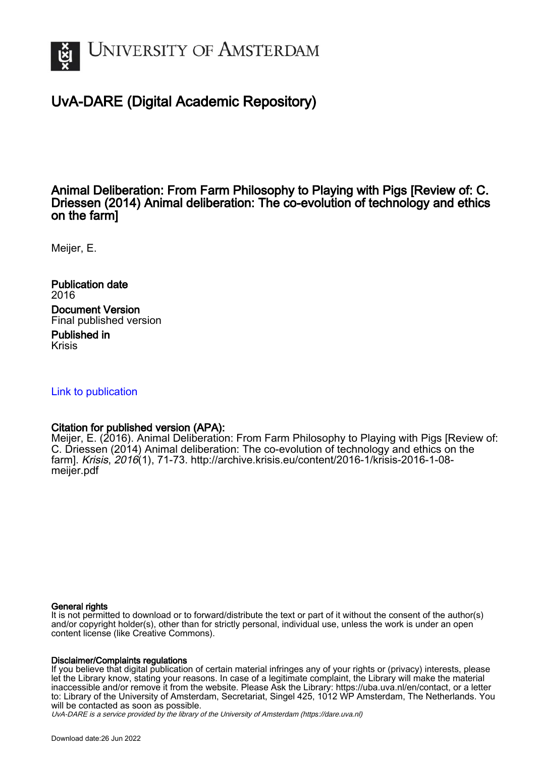UNIVERSITY OF AMSTERDAM

# UvA-DARE (Digital Academic Repository)

## Animal Deliberation: From Farm Philosophy to Playing with Pigs [Review of: C. Driessen (2014) Animal deliberation: The co-evolution of technology and ethics on the farm]

Meijer, E.

**Publication date**
2016

**Document Version**
Final published version

**Published in**
Krisis

Link to publication

**Citation for published version (APA):**
Meijer, E. (2016). Animal Deliberation: From Farm Philosophy to Playing with Pigs [Review of: C. Driessen (2014) Animal deliberation: The co-evolution of technology and ethics on the farm]. *Krisis*, *2016*(1), 71-73. http://archive.krisis.eu/content/2016-1/krisis-2016-1-08-meijer.pdf

**General rights**
It is not permitted to download or to forward/distribute the text or part of it without the consent of the author(s) and/or copyright holder(s), other than for strictly personal, individual use, unless the work is under an open content license (like Creative Commons).

**Disclaimer/Complaints regulations**
If you believe that digital publication of certain material infringes any of your rights or (privacy) interests, please let the Library know, stating your reasons. In case of a legitimate complaint, the Library will make the material inaccessible and/or remove it from the website. Please Ask the Library: https://uba.uva.nl/en/contact, or a letter to: Library of the University of Amsterdam, Secretariat, Singel 425, 1012 WP Amsterdam, The Netherlands. You will be contacted as soon as possible.

UvA-DARE is a service provided by the library of the University of Amsterdam (https://dare.uva.nl)

Download date:26 Jun 2022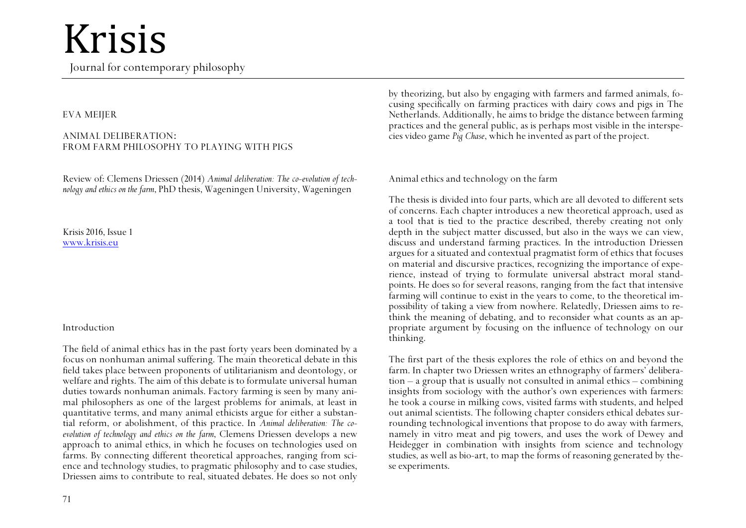# Krisis

Journal for contemporary philosophy

EVA MEIJER

ANIMAL DELIBERATION:
FROM FARM PHILOSOPHY TO PLAYING WITH PIGS

Review of: Clemens Driessen (2014) *Animal deliberation: The co-evolution of technology and ethics on the farm*, PhD thesis, Wageningen University, Wageningen

Krisis 2016, Issue 1
www.krisis.eu

## Introduction

The field of animal ethics has in the past forty years been dominated by a focus on nonhuman animal suffering. The main theoretical debate in this field takes place between proponents of utilitarianism and deontology, or welfare and rights. The aim of this debate is to formulate universal human duties towards nonhuman animals. Factory farming is seen by many animal philosophers as one of the largest problems for animals, at least in quantitative terms, and many animal ethicists argue for either a substantial reform, or abolishment, of this practice. In *Animal deliberation: The co-evolution of technology and ethics on the farm*, Clemens Driessen develops a new approach to animal ethics, in which he focuses on technologies used on farms. By connecting different theoretical approaches, ranging from science and technology studies, to pragmatic philosophy and to case studies, Driessen aims to contribute to real, situated debates. He does so not only by theorizing, but also by engaging with farmers and farmed animals, focusing specifically on farming practices with dairy cows and pigs in The Netherlands. Additionally, he aims to bridge the distance between farming practices and the general public, as is perhaps most visible in the interspecies video game *Pig Chase*, which he invented as part of the project.

## Animal ethics and technology on the farm

The thesis is divided into four parts, which are all devoted to different sets of concerns. Each chapter introduces a new theoretical approach, used as a tool that is tied to the practice described, thereby creating not only depth in the subject matter discussed, but also in the ways we can view, discuss and understand farming practices. In the introduction Driessen argues for a situated and contextual pragmatist form of ethics that focuses on material and discursive practices, recognizing the importance of experience, instead of trying to formulate universal abstract moral standpoints. He does so for several reasons, ranging from the fact that intensive farming will continue to exist in the years to come, to the theoretical impossibility of taking a view from nowhere. Relatedly, Driessen aims to rethink the meaning of debating, and to reconsider what counts as an appropriate argument by focusing on the influence of technology on our thinking.

The first part of the thesis explores the role of ethics on and beyond the farm. In chapter two Driessen writes an ethnography of farmers' deliberation – a group that is usually not consulted in animal ethics – combining insights from sociology with the author's own experiences with farmers: he took a course in milking cows, visited farms with students, and helped out animal scientists. The following chapter considers ethical debates surrounding technological inventions that propose to do away with farmers, namely in vitro meat and pig towers, and uses the work of Dewey and Heidegger in combination with insights from science and technology studies, as well as bio-art, to map the forms of reasoning generated by these experiments.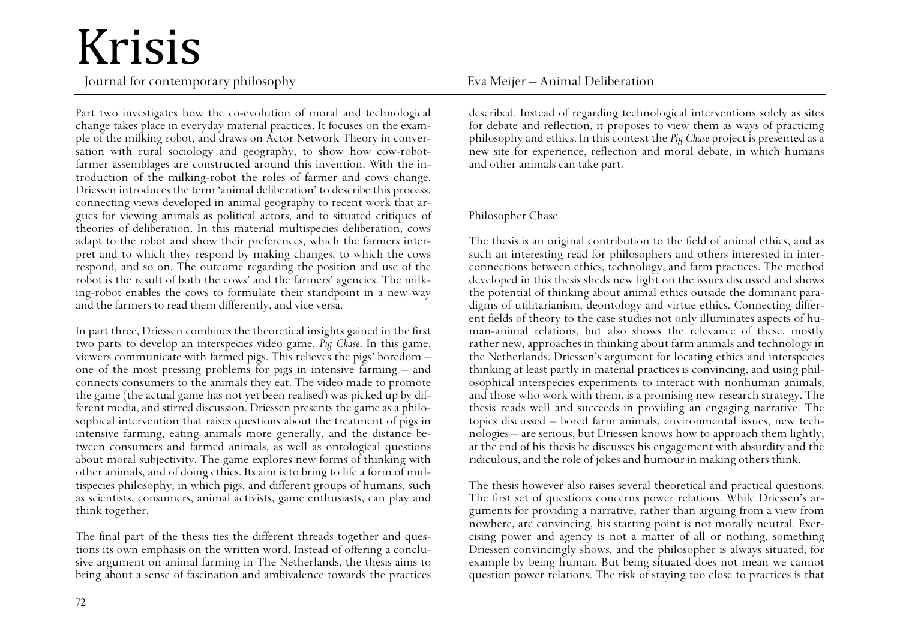Part two investigates how the co-evolution of moral and technological change takes place in everyday material practices. It focuses on the example of the milking robot, and draws on Actor Network Theory in conversation with rural sociology and geography, to show how cow-robot-farmer assemblages are constructed around this invention. With the introduction of the milking-robot the roles of farmer and cows change. Driessen introduces the term 'animal deliberation' to describe this process, connecting views developed in animal geography to recent work that argues for viewing animals as political actors, and to situated critiques of theories of deliberation. In this material multispecies deliberation, cows adapt to the robot and show their preferences, which the farmers interpret and to which they respond by making changes, to which the cows respond, and so on. The outcome regarding the position and use of the robot is the result of both the cows' and the farmers' agencies. The milking-robot enables the cows to formulate their standpoint in a new way and the farmers to read them differently, and vice versa.

In part three, Driessen combines the theoretical insights gained in the first two parts to develop an interspecies video game, *Pig Chase*. In this game, viewers communicate with farmed pigs. This relieves the pigs' boredom – one of the most pressing problems for pigs in intensive farming – and connects consumers to the animals they eat. The video made to promote the game (the actual game has not yet been realised) was picked up by different media, and stirred discussion. Driessen presents the game as a philosophical intervention that raises questions about the treatment of pigs in intensive farming, eating animals more generally, and the distance between consumers and farmed animals, as well as ontological questions about moral subjectivity. The game explores new forms of thinking with other animals, and of doing ethics. Its aim is to bring to life a form of multispecies philosophy, in which pigs, and different groups of humans, such as scientists, consumers, animal activists, game enthusiasts, can play and think together.

The final part of the thesis ties the different threads together and questions its own emphasis on the written word. Instead of offering a conclusive argument on animal farming in The Netherlands, the thesis aims to bring about a sense of fascination and ambivalence towards the practices described. Instead of regarding technological interventions solely as sites for debate and reflection, it proposes to view them as ways of practicing philosophy and ethics. In this context the *Pig Chase* project is presented as a new site for experience, reflection and moral debate, in which humans and other animals can take part.

## Philosopher Chase

The thesis is an original contribution to the field of animal ethics, and as such an interesting read for philosophers and others interested in interconnections between ethics, technology, and farm practices. The method developed in this thesis sheds new light on the issues discussed and shows the potential of thinking about animal ethics outside the dominant paradigms of utilitarianism, deontology and virtue ethics. Connecting different fields of theory to the case studies not only illuminates aspects of human-animal relations, but also shows the relevance of these, mostly rather new, approaches in thinking about farm animals and technology in the Netherlands. Driessen's argument for locating ethics and interspecies thinking at least partly in material practices is convincing, and using philosophical interspecies experiments to interact with nonhuman animals, and those who work with them, is a promising new research strategy. The thesis reads well and succeeds in providing an engaging narrative. The topics discussed – bored farm animals, environmental issues, new technologies – are serious, but Driessen knows how to approach them lightly; at the end of his thesis he discusses his engagement with absurdity and the ridiculous, and the role of jokes and humour in making others think.

The thesis however also raises several theoretical and practical questions. The first set of questions concerns power relations. While Driessen's arguments for providing a narrative, rather than arguing from a view from nowhere, are convincing, his starting point is not morally neutral. Exercising power and agency is not a matter of all or nothing, something Driessen convincingly shows, and the philosopher is always situated, for example by being human. But being situated does not mean we cannot question power relations. The risk of staying too close to practices is that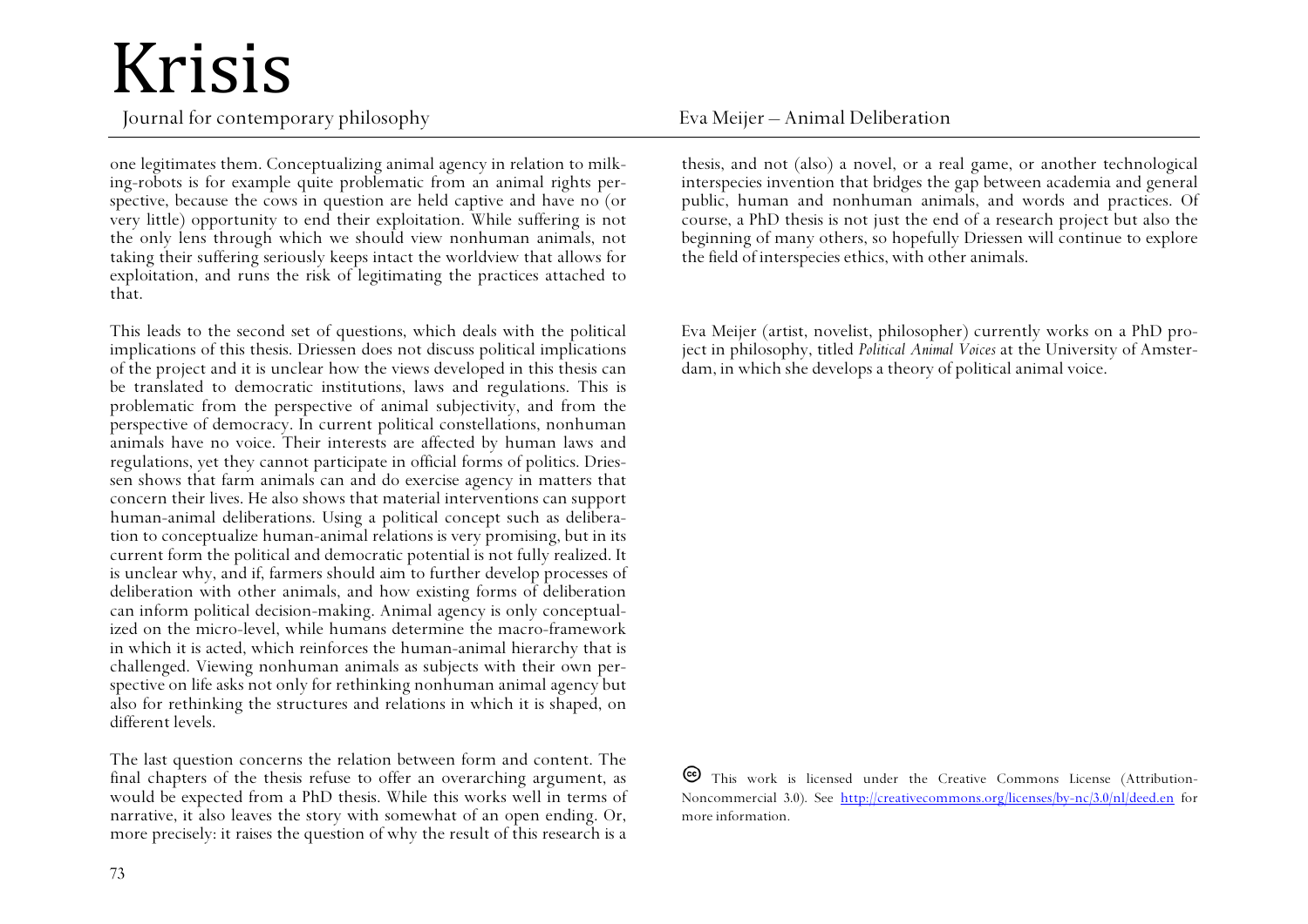one legitimates them. Conceptualizing animal agency in relation to milking-robots is for example quite problematic from an animal rights perspective, because the cows in question are held captive and have no (or very little) opportunity to end their exploitation. While suffering is not the only lens through which we should view nonhuman animals, not taking their suffering seriously keeps intact the worldview that allows for exploitation, and runs the risk of legitimating the practices attached to that.

This leads to the second set of questions, which deals with the political implications of this thesis. Driessen does not discuss political implications of the project and it is unclear how the views developed in this thesis can be translated to democratic institutions, laws and regulations. This is problematic from the perspective of animal subjectivity, and from the perspective of democracy. In current political constellations, nonhuman animals have no voice. Their interests are affected by human laws and regulations, yet they cannot participate in official forms of politics. Driessen shows that farm animals can and do exercise agency in matters that concern their lives. He also shows that material interventions can support human-animal deliberations. Using a political concept such as deliberation to conceptualize human-animal relations is very promising, but in its current form the political and democratic potential is not fully realized. It is unclear why, and if, farmers should aim to further develop processes of deliberation with other animals, and how existing forms of deliberation can inform political decision-making. Animal agency is only conceptualized on the micro-level, while humans determine the macro-framework in which it is acted, which reinforces the human-animal hierarchy that is challenged. Viewing nonhuman animals as subjects with their own perspective on life asks not only for rethinking nonhuman animal agency but also for rethinking the structures and relations in which it is shaped, on different levels.

The last question concerns the relation between form and content. The final chapters of the thesis refuse to offer an overarching argument, as would be expected from a PhD thesis. While this works well in terms of narrative, it also leaves the story with somewhat of an open ending. Or, more precisely: it raises the question of why the result of this research is a thesis, and not (also) a novel, or a real game, or another technological interspecies invention that bridges the gap between academia and general public, human and nonhuman animals, and words and practices. Of course, a PhD thesis is not just the end of a research project but also the beginning of many others, so hopefully Driessen will continue to explore the field of interspecies ethics, with other animals.

Eva Meijer (artist, novelist, philosopher) currently works on a PhD project in philosophy, titled *Political Animal Voices* at the University of Amsterdam, in which she develops a theory of political animal voice.

This work is licensed under the Creative Commons License (Attribution-Noncommercial 3.0). See http://creativecommons.org/licenses/by-nc/3.0/nl/deed.en for more information.